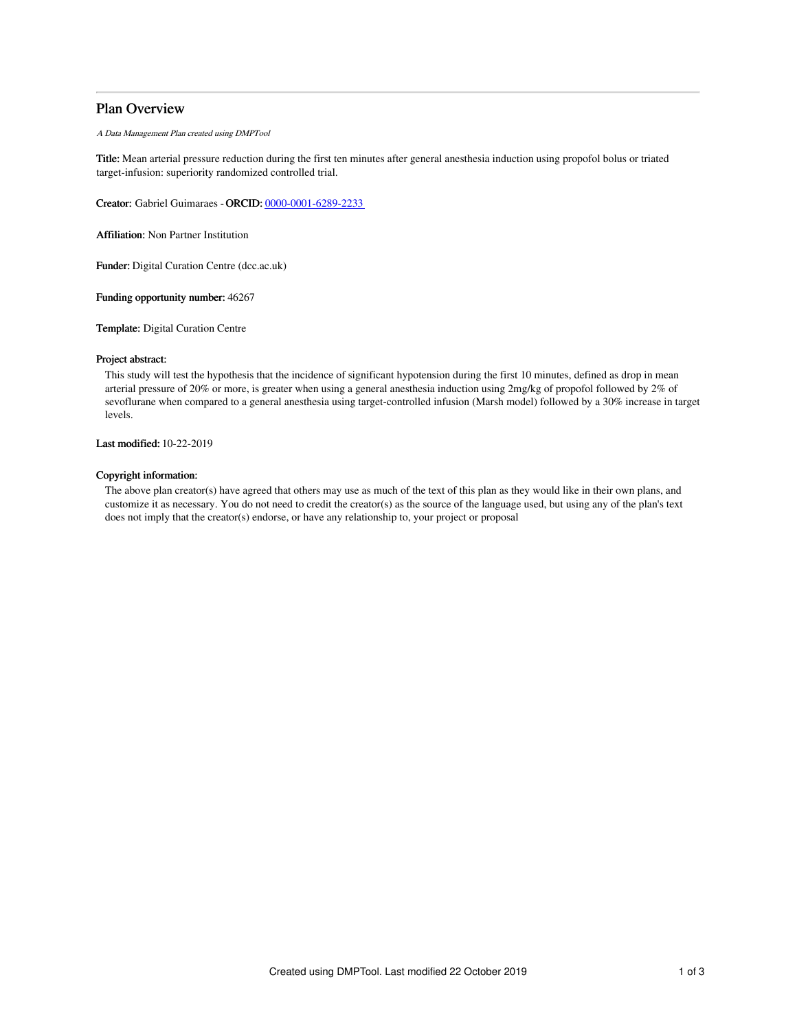# Plan Overview

*A Data Management Plan created using DMPTool*

**Title:** Mean arterial pressure reduction during the first ten minutes after general anesthesia induction using propofol bolus or triated target-infusion: superiority randomized controlled trial.

**Creator:** Gabriel Guimaraes - **ORCID:** 0000-0001-6289-2233

**Affiliation:** Non Partner Institution

**Funder:** Digital Curation Centre (dcc.ac.uk)

**Funding opportunity number:** 46267

**Template:** Digital Curation Centre

**Project abstract:**

This study will test the hypothesis that the incidence of significant hypotension during the first 10 minutes, defined as drop in mean arterial pressure of 20% or more, is greater when using a general anesthesia induction using 2mg/kg of propofol followed by 2% of sevoflurane when compared to a general anesthesia using target-controlled infusion (Marsh model) followed by a 30% increase in target levels.

**Last modified:** 10-22-2019

**Copyright information:**

The above plan creator(s) have agreed that others may use as much of the text of this plan as they would like in their own plans, and customize it as necessary. You do not need to credit the creator(s) as the source of the language used, but using any of the plan's text does not imply that the creator(s) endorse, or have any relationship to, your project or proposal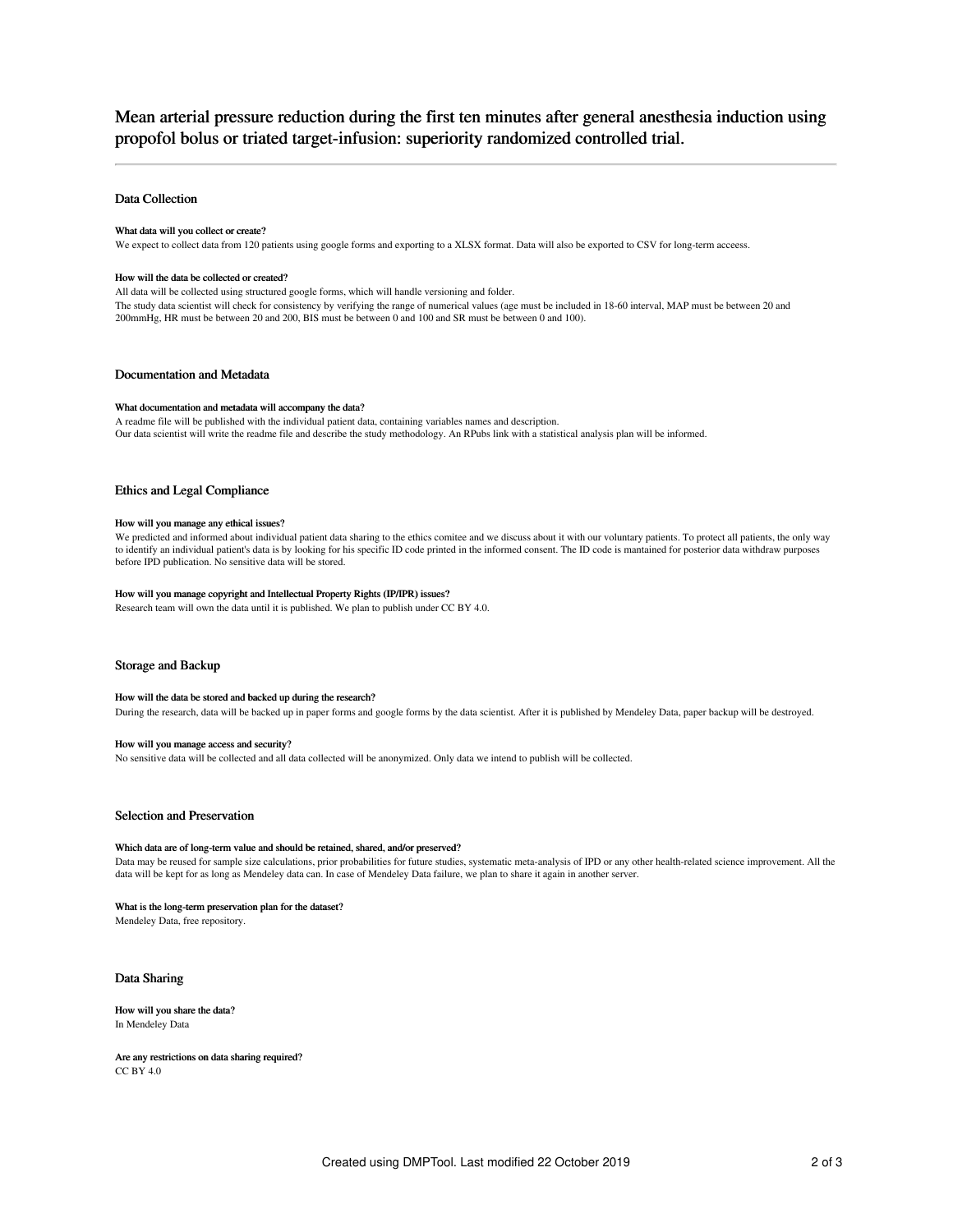# Mean arterial pressure reduction during the first ten minutes after general anesthesia induction using propofol bolus or triated target-infusion: superiority randomized controlled trial.

## Data Collection

### What data will you collect or create?

We expect to collect data from 120 patients using google forms and exporting to a XLSX format. Data will also be exported to CSV for long-term acceess.

### How will the data be collected or created?

All data will be collected using structured google forms, which will handle versioning and folder.
The study data scientist will check for consistency by verifying the range of numerical values (age must be included in 18-60 interval, MAP must be between 20 and 200mmHg, HR must be between 20 and 200, BIS must be between 0 and 100 and SR must be between 0 and 100).

## Documentation and Metadata

### What documentation and metadata will accompany the data?

A readme file will be published with the individual patient data, containing variables names and description.
Our data scientist will write the readme file and describe the study methodology. An RPubs link with a statistical analysis plan will be informed.

## Ethics and Legal Compliance

### How will you manage any ethical issues?

We predicted and informed about individual patient data sharing to the ethics comitee and we discuss about it with our voluntary patients. To protect all patients, the only way to identify an individual patient's data is by looking for his specific ID code printed in the informed consent. The ID code is mantained for posterior data withdraw purposes before IPD publication. No sensitive data will be stored.

### How will you manage copyright and Intellectual Property Rights (IP/IPR) issues?

Research team will own the data until it is published. We plan to publish under CC BY 4.0.

## Storage and Backup

### How will the data be stored and backed up during the research?

During the research, data will be backed up in paper forms and google forms by the data scientist. After it is published by Mendeley Data, paper backup will be destroyed.

### How will you manage access and security?

No sensitive data will be collected and all data collected will be anonymized. Only data we intend to publish will be collected.

## Selection and Preservation

### Which data are of long-term value and should be retained, shared, and/or preserved?

Data may be reused for sample size calculations, prior probabilities for future studies, systematic meta-analysis of IPD or any other health-related science improvement. All the data will be kept for as long as Mendeley data can. In case of Mendeley Data failure, we plan to share it again in another server.

### What is the long-term preservation plan for the dataset?

Mendeley Data, free repository.

## Data Sharing

### How will you share the data?

In Mendeley Data

### Are any restrictions on data sharing required?

CC BY 4.0

Created using DMPTool. Last modified 22 October 2019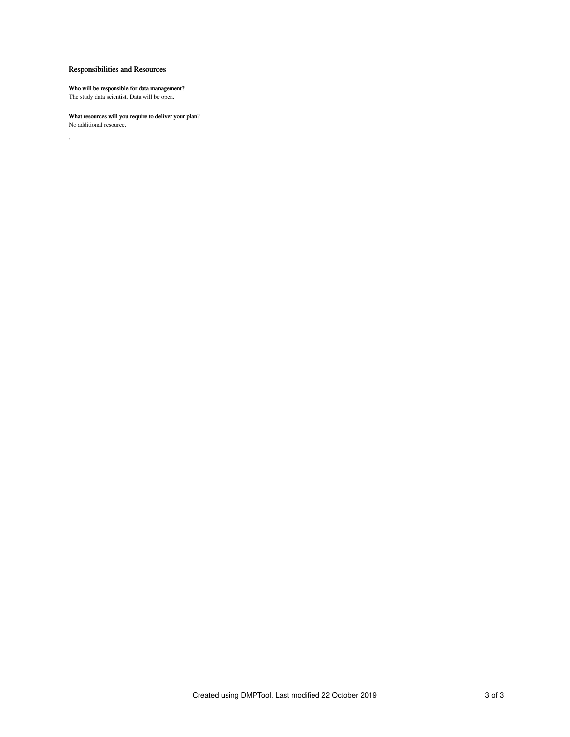## Responsibilities and Resources

**Who will be responsible for data management?**
The study data scientist. Data will be open.

**What resources will you require to deliver your plan?**
No additional resource.